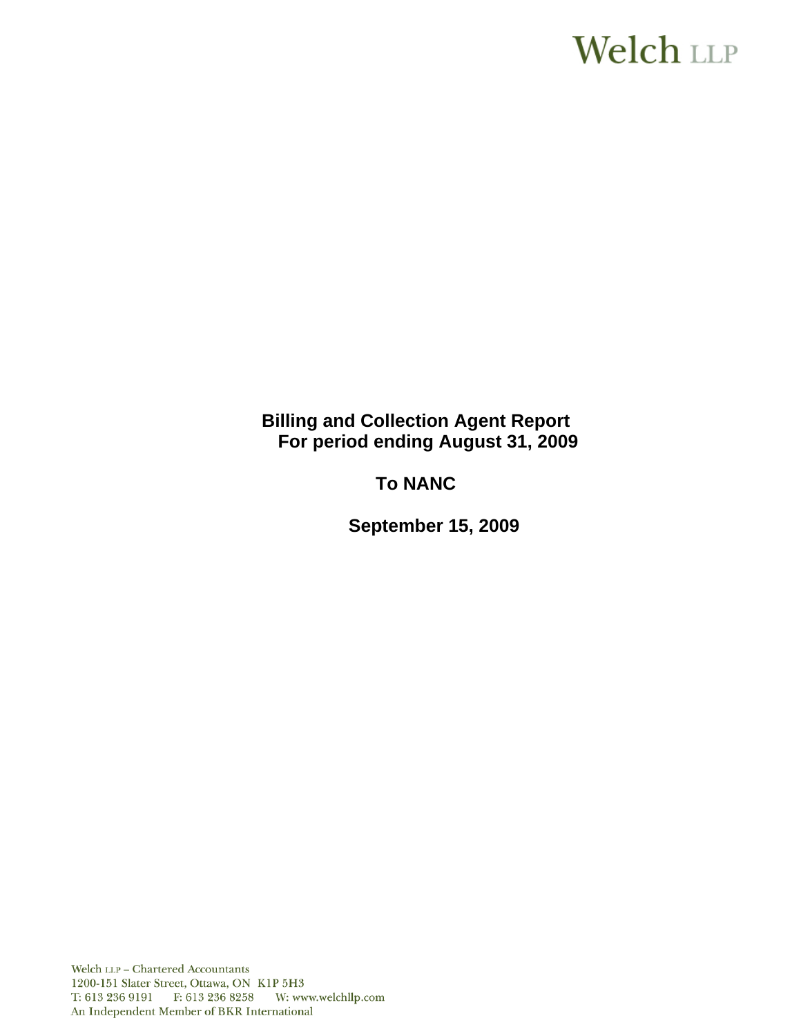Welch LLP

**Billing and Collection Agent Report**
**For period ending August 31, 2009**

**To NANC**

**September 15, 2009**

Welch LLP – Chartered Accountants
1200-151 Slater Street, Ottawa, ON K1P 5H3
T: 613 236 9191 F: 613 236 8258 W: www.welchllp.com
An Independent Member of BKR International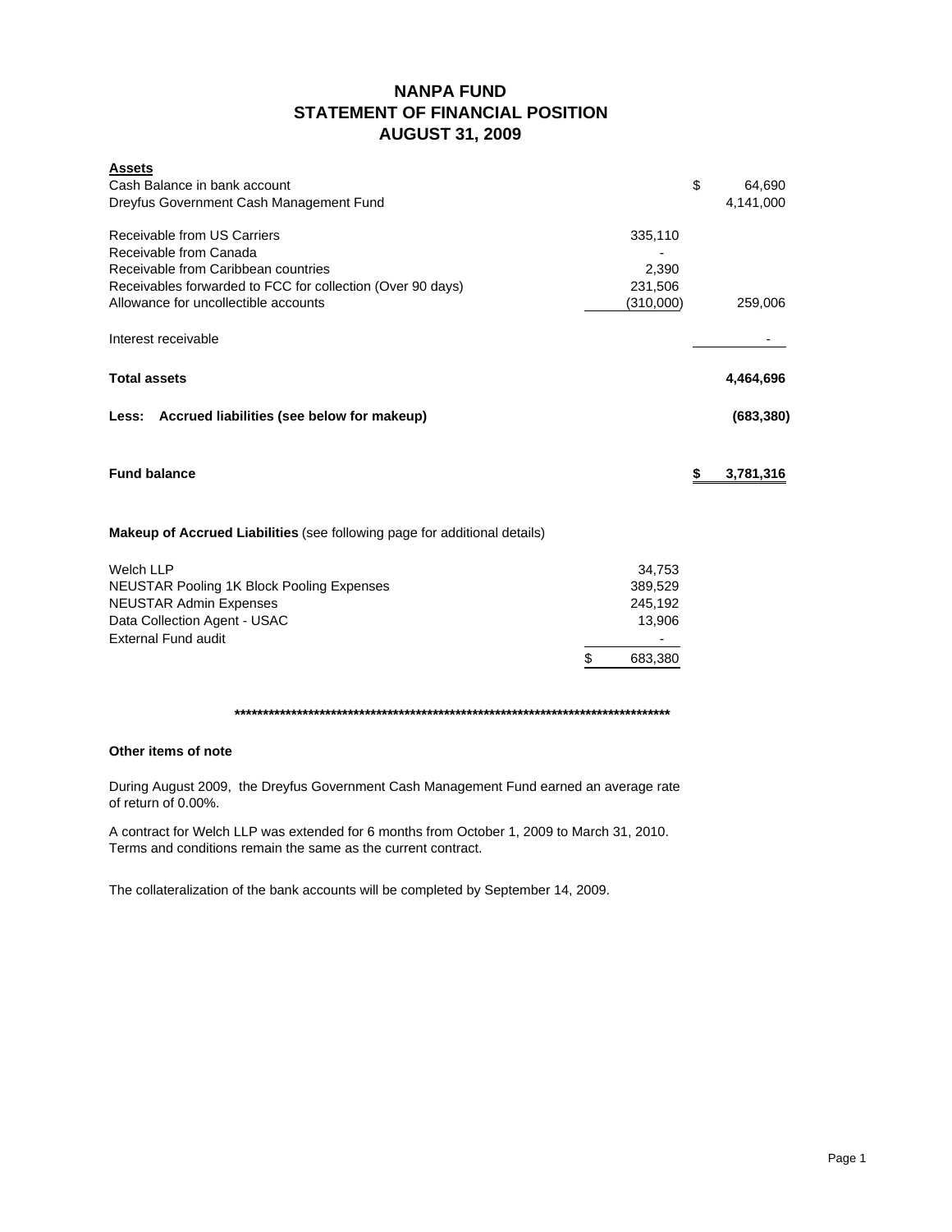# NANPA FUND
## STATEMENT OF FINANCIAL POSITION
## AUGUST 31, 2009

| **Assets** | | |
|---|---|---|
| Cash Balance in bank account | | $ 64,690 |
| Dreyfus Government Cash Management Fund | | 4,141,000 |
| | | |
| Receivable from US Carriers | 335,110 | |
| Receivable from Canada | - | |
| Receivable from Caribbean countries | 2,390 | |
| Receivables forwarded to FCC for collection (Over 90 days) | 231,506 | |
| Allowance for uncollectible accounts | (310,000) | 259,006 |
| | | |
| Interest receivable | | - |
| | | |
| **Total assets** | | **4,464,696** |
| | | |
| **Less: Accrued liabilities (see below for makeup)** | | **(683,380)** |
| | | |
| **Fund balance** | | **$ 3,781,316** |

**Makeup of Accrued Liabilities** (see following page for additional details)

| | |
|---|---|
| Welch LLP | 34,753 |
| NEUSTAR Pooling 1K Block Pooling Expenses | 389,529 |
| NEUSTAR Admin Expenses | 245,192 |
| Data Collection Agent - USAC | 13,906 |
| External Fund audit | - |
| | $ 683,380 |

**********************************************************************************

**Other items of note**

During August 2009, the Dreyfus Government Cash Management Fund earned an average rate of return of 0.00%.

A contract for Welch LLP was extended for 6 months from October 1, 2009 to March 31, 2010. Terms and conditions remain the same as the current contract.

The collateralization of the bank accounts will be completed by September 14, 2009.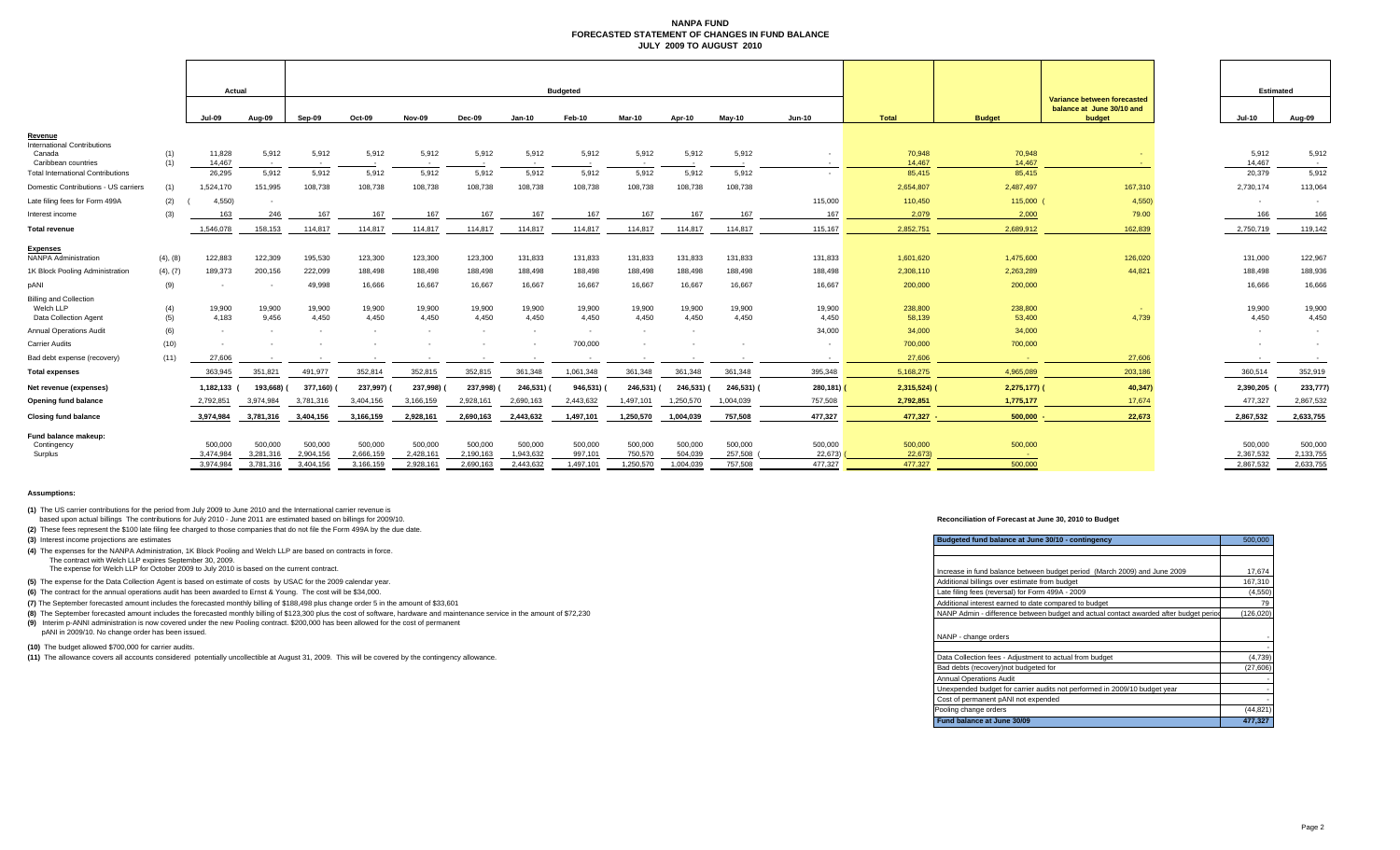# NANPA FUND
## FORECASTED STATEMENT OF CHANGES IN FUND BALANCE
### JULY 2009 TO AUGUST 2010

| | | Actual | | Budgeted | | | | | | | | | | | | | | | Estimated | |
|---|---|---|---|---|---|---|---|---|---|---|---|---|---|---|---|---|---|---|---|---|
| | | Jul-09 | Aug-09 | Sep-09 | Oct-09 | Nov-09 | Dec-09 | Jan-10 | Feb-10 | Mar-10 | Apr-10 | May-10 | Jun-10 | Total | Budget | Variance between forecasted balance at June 30/10 and budget | | Jul-10 | Aug-09 |
| **Revenue** | | | | | | | | | | | | | | | | | | | |
| International Contributions | | | | | | | | | | | | | | | | | | | |
| Canada | (1) | 11,828 | 5,912 | 5,912 | 5,912 | 5,912 | 5,912 | 5,912 | 5,912 | 5,912 | 5,912 | 5,912 | - | 70,948 | 70,948 | - | | 5,912 | 5,912 |
| Caribbean countries | (1) | 14,467 | - | - | - | - | - | - | - | - | - | - | - | 14,467 | 14,467 | - | | 14,467 | - |
| Total International Contributions | | 26,295 | 5,912 | 5,912 | 5,912 | 5,912 | 5,912 | 5,912 | 5,912 | 5,912 | 5,912 | 5,912 | - | 85,415 | 85,415 | | | 20,379 | 5,912 |
| Domestic Contributions - US carriers | (1) | 1,524,170 | 151,995 | 108,738 | 108,738 | 108,738 | 108,738 | 108,738 | 108,738 | 108,738 | 108,738 | 108,738 | | 2,654,807 | 2,487,497 | 167,310 | | 2,730,174 | 113,064 |
| Late filing fees for Form 499A | (2) | (4,550) | - | | | | | | | | | | 115,000 | 110,450 | 115,000 | (4,550) | | - | - |
| Interest income | (3) | 163 | 246 | 167 | 167 | 167 | 167 | 167 | 167 | 167 | 167 | 167 | 167 | 2,079 | 2,000 | 79.00 | | 166 | 166 |
| **Total revenue** | | 1,546,078 | 158,153 | 114,817 | 114,817 | 114,817 | 114,817 | 114,817 | 114,817 | 114,817 | 114,817 | 114,817 | 115,167 | 2,852,751 | 2,689,912 | 162,839 | | 2,750,719 | 119,142 |
| **Expenses** | | | | | | | | | | | | | | | | | | | |
| NANPA Administration | (4), (8) | 122,883 | 122,309 | 195,530 | 123,300 | 123,300 | 123,300 | 131,833 | 131,833 | 131,833 | 131,833 | 131,833 | 131,833 | 1,601,620 | 1,475,600 | 126,020 | | 131,000 | 122,967 |
| 1K Block Pooling Administration | (4), (7) | 189,373 | 200,156 | 222,099 | 188,498 | 188,498 | 188,498 | 188,498 | 188,498 | 188,498 | 188,498 | 188,498 | 188,498 | 2,308,110 | 2,263,289 | 44,821 | | 188,498 | 188,936 |
| pANI | (9) | - | - | 49,998 | 16,666 | 16,667 | 16,667 | 16,667 | 16,667 | 16,667 | 16,667 | 16,667 | 16,667 | 200,000 | 200,000 | | | 16,666 | 16,666 |
| Billing and Collection | | | | | | | | | | | | | | | | | | | |
| Welch LLP | (4) | 19,900 | 19,900 | 19,900 | 19,900 | 19,900 | 19,900 | 19,900 | 19,900 | 19,900 | 19,900 | 19,900 | 19,900 | 238,800 | 238,800 | - | | 19,900 | 19,900 |
| Data Collection Agent | (5) | 4,183 | 9,456 | 4,450 | 4,450 | 4,450 | 4,450 | 4,450 | 4,450 | 4,450 | 4,450 | 4,450 | 4,450 | 58,139 | 53,400 | 4,739 | | 4,450 | 4,450 |
| Annual Operations Audit | (6) | - | - | - | - | - | - | - | - | - | - | | 34,000 | 34,000 | 34,000 | | | - | - |
| Carrier Audits | (10) | - | - | - | - | - | - | - | 700,000 | - | - | - | - | 700,000 | 700,000 | | | - | - |
| Bad debt expense (recovery) | (11) | 27,606 | - | - | - | - | - | - | - | - | - | - | - | 27,606 | - | 27,606 | | - | - |
| **Total expenses** | | 363,945 | 351,821 | 491,977 | 352,814 | 352,815 | 352,815 | 361,348 | 1,061,348 | 361,348 | 361,348 | 361,348 | 395,348 | 5,168,275 | 4,965,089 | 203,186 | | 360,514 | 352,919 |
| **Net revenue (expenses)** | | 1,182,133 | (193,668) | (377,160) | (237,997) | (237,998) | (237,998) | (246,531) | (946,531) | (246,531) | (246,531) | (246,531) | (280,181) | (2,315,524) | (2,275,177) | (40,347) | | 2,390,205 | (233,777) |
| **Opening fund balance** | | 2,792,851 | 3,974,984 | 3,781,316 | 3,404,156 | 3,166,159 | 2,928,161 | 2,690,163 | 2,443,632 | 1,497,101 | 1,250,570 | 1,004,039 | 757,508 | 2,792,851 | 1,775,177 | 17,674 | | 477,327 | 2,867,532 |
| **Closing fund balance** | | 3,974,984 | 3,781,316 | 3,404,156 | 3,166,159 | 2,928,161 | 2,690,163 | 2,443,632 | 1,497,101 | 1,250,570 | 1,004,039 | 757,508 | 477,327 | 477,327 | 500,000 | 22,673 | | 2,867,532 | 2,633,755 |
| **Fund balance makeup:** | | | | | | | | | | | | | | | | | | | |
| Contingency | | 500,000 | 500,000 | 500,000 | 500,000 | 500,000 | 500,000 | 500,000 | 500,000 | 500,000 | 500,000 | 500,000 | 500,000 | 500,000 | 500,000 | | | 500,000 | 500,000 |
| Surplus | | 3,474,984 | 3,281,316 | 2,904,156 | 2,666,159 | 2,428,161 | 2,190,163 | 1,943,632 | 997,101 | 750,570 | 504,039 | 257,508 | (22,673) | (22,673) | - | | | 2,367,532 | 2,133,755 |
| | | 3,974,984 | 3,781,316 | 3,404,156 | 3,166,159 | 2,928,161 | 2,690,163 | 2,443,632 | 1,497,101 | 1,250,570 | 1,004,039 | 757,508 | 477,327 | 477,327 | 500,000 | | | 2,867,532 | 2,633,755 |

**Assumptions:**

**(1)** The US carrier contributions for the period from July 2009 to June 2010 and the International carrier revenue is based upon actual billings The contributions for July 2010 - June 2011 are estimated based on billings for 2009/10.

**(2)** These fees represent the $100 late filing fee charged to those companies that do not file the Form 499A by the due date.

**(3)** Interest income projections are estimates

**(4)** The expenses for the NANPA Administration, 1K Block Pooling and Welch LLP are based on contracts in force. The contract with Welch LLP expires September 30, 2009. The expense for Welch LLP for October 2009 to July 2010 is based on the current contract.

**(5)** The expense for the Data Collection Agent is based on estimate of costs by USAC for the 2009 calendar year.

**(6)** The contract for the annual operations audit has been awarded to Ernst & Young. The cost will be $34,000.

**(7)** The September forecasted amount includes the forecasted monthly billing of $188,498 plus change order 5 in the amount of $33,601

**(8)** The September forecasted amount includes the forecasted monthly billing of $123,300 plus the cost of software, hardware and maintenance service in the amount of $72,230

**(9)** Interim p-ANNI administration is now covered under the new Pooling contract. $200,000 has been allowed for the cost of permanent pANI in 2009/10. No change order has been issued.

**(10)** The budget allowed $700,000 for carrier audits.

**(11)** The allowance covers all accounts considered potentially uncollectible at August 31, 2009. This will be covered by the contingency allowance.

**Reconciliation of Forecast at June 30, 2010 to Budget**

| Budgeted fund balance at June 30/10 - contingency | 500,000 |
|---|---|
| | |
| Increase in fund balance between budget period (March 2009) and June 2009 | 17,674 |
| Additional billings over estimate from budget | 167,310 |
| Late filing fees (reversal) for Form 499A - 2009 | (4,550) |
| Additional interest earned to date compared to budget | 79 |
| NANP Admin - difference between budget and actual contact awarded after budget period | (126,020) |
| | |
| NANP - change orders | - |
| | - |
| Data Collection fees - Adjustment to actual from budget | (4,739) |
| Bad debts (recovery)not budgeted for | (27,606) |
| Annual Operations Audit | - |
| Unexpended budget for carrier audits not performed in 2009/10 budget year | - |
| Cost of permanent pANI not expended | - |
| Pooling change orders | (44,821) |
| **Fund balance at June 30/09** | **477,327** |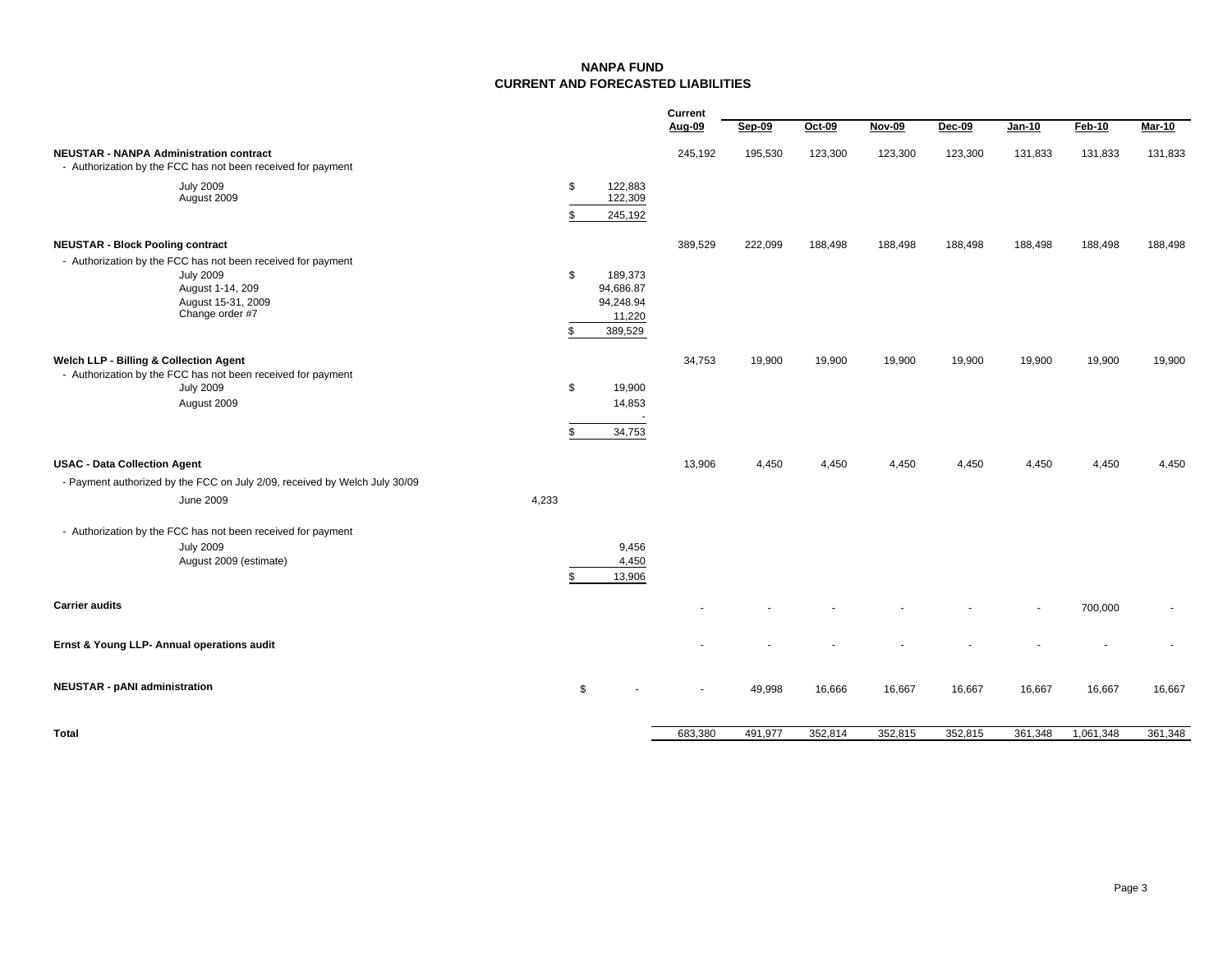# NANPA FUND
## CURRENT AND FORECASTED LIABILITIES

| | | | Current Aug-09 | Sep-09 | Oct-09 | Nov-09 | Dec-09 | Jan-10 | Feb-10 | Mar-10 |
|---|---|---|---|---|---|---|---|---|---|---|
| **NEUSTAR - NANPA Administration contract** | | | 245,192 | 195,530 | 123,300 | 123,300 | 123,300 | 131,833 | 131,833 | 131,833 |
| - Authorization by the FCC has not been received for payment | | | | | | | | | | |
| July 2009 | | $ 122,883 | | | | | | | | |
| August 2009 | | 122,309 | | | | | | | | |
| | | $ 245,192 | | | | | | | | |
| **NEUSTAR - Block Pooling contract** | | | 389,529 | 222,099 | 188,498 | 188,498 | 188,498 | 188,498 | 188,498 | 188,498 |
| - Authorization by the FCC has not been received for payment | | | | | | | | | | |
| July 2009 | | $ 189,373 | | | | | | | | |
| August 1-14, 209 | | 94,686.87 | | | | | | | | |
| August 15-31, 2009 | | 94,248.94 | | | | | | | | |
| Change order #7 | | 11,220 | | | | | | | | |
| | | $ 389,529 | | | | | | | | |
| **Welch LLP - Billing & Collection Agent** | | | 34,753 | 19,900 | 19,900 | 19,900 | 19,900 | 19,900 | 19,900 | 19,900 |
| - Authorization by the FCC has not been received for payment | | | | | | | | | | |
| July 2009 | | $ 19,900 | | | | | | | | |
| August 2009 | | 14,853 | | | | | | | | |
| | | - | | | | | | | | |
| | | $ 34,753 | | | | | | | | |
| **USAC - Data Collection Agent** | | | 13,906 | 4,450 | 4,450 | 4,450 | 4,450 | 4,450 | 4,450 | 4,450 |
| - Payment authorized by the FCC on July 2/09, received by Welch July 30/09 | | | | | | | | | | |
| June 2009 | 4,233 | | | | | | | | | |
| - Authorization by the FCC has not been received for payment | | | | | | | | | | |
| July 2009 | | 9,456 | | | | | | | | |
| August 2009 (estimate) | | 4,450 | | | | | | | | |
| | | $ 13,906 | | | | | | | | |
| **Carrier audits** | | | - | - | - | - | - | - | 700,000 | - |
| **Ernst & Young LLP- Annual operations audit** | | | - | - | - | - | - | - | - | - |
| **NEUSTAR - pANI administration** | | $ - | - | 49,998 | 16,666 | 16,667 | 16,667 | 16,667 | 16,667 | 16,667 |
| **Total** | | | 683,380 | 491,977 | 352,814 | 352,815 | 352,815 | 361,348 | 1,061,348 | 361,348 |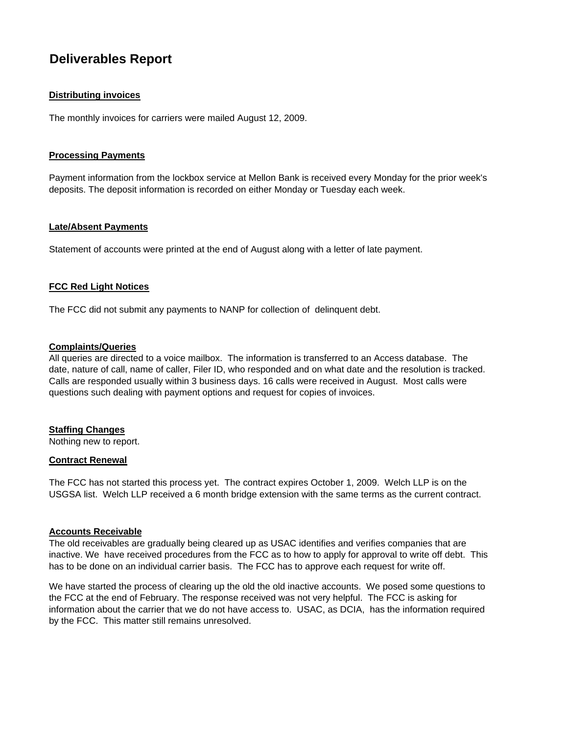# Deliverables Report

**Distributing invoices**

The monthly invoices for carriers were mailed August 12, 2009.

**Processing Payments**

Payment information from the lockbox service at Mellon Bank is received every Monday for the prior week's deposits. The deposit information is recorded on either Monday or Tuesday each week.

**Late/Absent Payments**

Statement of accounts were printed at the end of August along with a letter of late payment.

**FCC Red Light Notices**

The FCC did not submit any payments to NANP for collection of delinquent debt.

**Complaints/Queries**

All queries are directed to a voice mailbox. The information is transferred to an Access database. The date, nature of call, name of caller, Filer ID, who responded and on what date and the resolution is tracked. Calls are responded usually within 3 business days. 16 calls were received in August. Most calls were questions such dealing with payment options and request for copies of invoices.

**Staffing Changes**

Nothing new to report.

**Contract Renewal**

The FCC has not started this process yet. The contract expires October 1, 2009. Welch LLP is on the USGSA list. Welch LLP received a 6 month bridge extension with the same terms as the current contract.

**Accounts Receivable**

The old receivables are gradually being cleared up as USAC identifies and verifies companies that are inactive. We have received procedures from the FCC as to how to apply for approval to write off debt. This has to be done on an individual carrier basis. The FCC has to approve each request for write off.

We have started the process of clearing up the old the old inactive accounts. We posed some questions to the FCC at the end of February. The response received was not very helpful. The FCC is asking for information about the carrier that we do not have access to. USAC, as DCIA, has the information required by the FCC. This matter still remains unresolved.